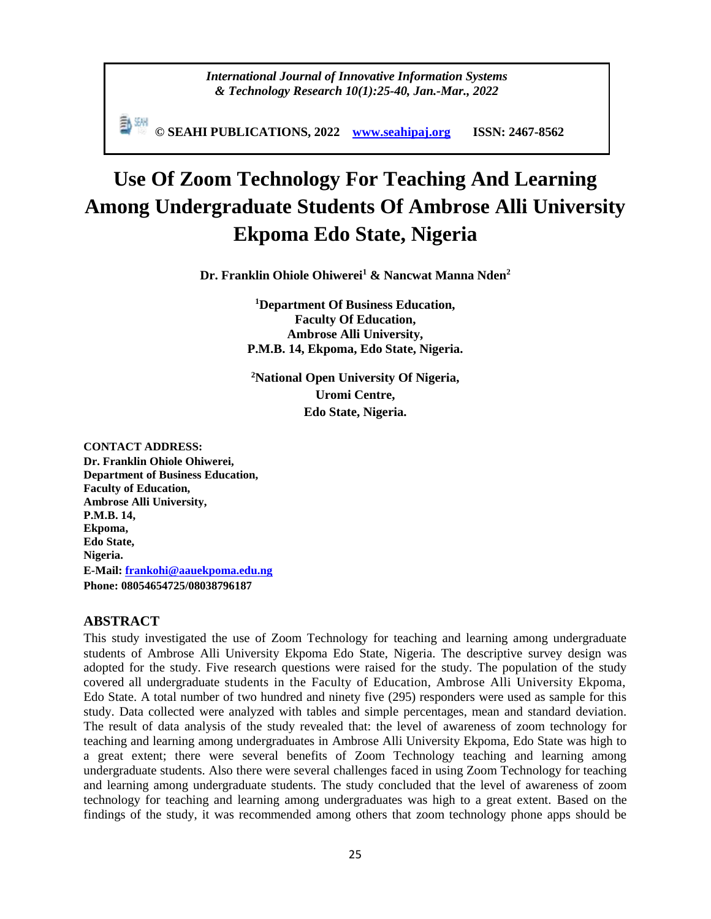*International Journal of Innovative Information Systems & Technology Research 10(1):25-40, Jan.-Mar., 2022*

**© SEAHI PUBLICATIONS, 2022 [www.seahipaj.org](http://www.seahipaj.org) ISSN: 2467-8562**

# Use Of Zoom Technology For Teaching And Learning Among Undergraduate Students Of Ambrose Alli University Ekpoma Edo State, Nigeria

**Dr. Franklin Ohiole Ohiwerei[1] & Nancwat Manna Nden[2]**

**[1]Department Of Business Education,
Faculty Of Education,
Ambrose Alli University,
P.M.B. 14, Ekpoma, Edo State, Nigeria.**

**[2]National Open University Of Nigeria,
Uromi Centre,
Edo State, Nigeria.**

**CONTACT ADDRESS:
Dr. Franklin Ohiole Ohiwerei,
Department of Business Education,
Faculty of Education,
Ambrose Alli University,
P.M.B. 14,
Ekpoma,
Edo State,
Nigeria.
E-Mail: [frankohi@aauekpoma.edu.ng](mailto:frankohi@aauekpoma.edu.ng)
Phone: 08054654725/08038796187**

## ABSTRACT

This study investigated the use of Zoom Technology for teaching and learning among undergraduate students of Ambrose Alli University Ekpoma Edo State, Nigeria. The descriptive survey design was adopted for the study. Five research questions were raised for the study. The population of the study covered all undergraduate students in the Faculty of Education, Ambrose Alli University Ekpoma, Edo State. A total number of two hundred and ninety five (295) responders were used as sample for this study. Data collected were analyzed with tables and simple percentages, mean and standard deviation. The result of data analysis of the study revealed that: the level of awareness of zoom technology for teaching and learning among undergraduates in Ambrose Alli University Ekpoma, Edo State was high to a great extent; there were several benefits of Zoom Technology teaching and learning among undergraduate students. Also there were several challenges faced in using Zoom Technology for teaching and learning among undergraduate students. The study concluded that the level of awareness of zoom technology for teaching and learning among undergraduates was high to a great extent. Based on the findings of the study, it was recommended among others that zoom technology phone apps should be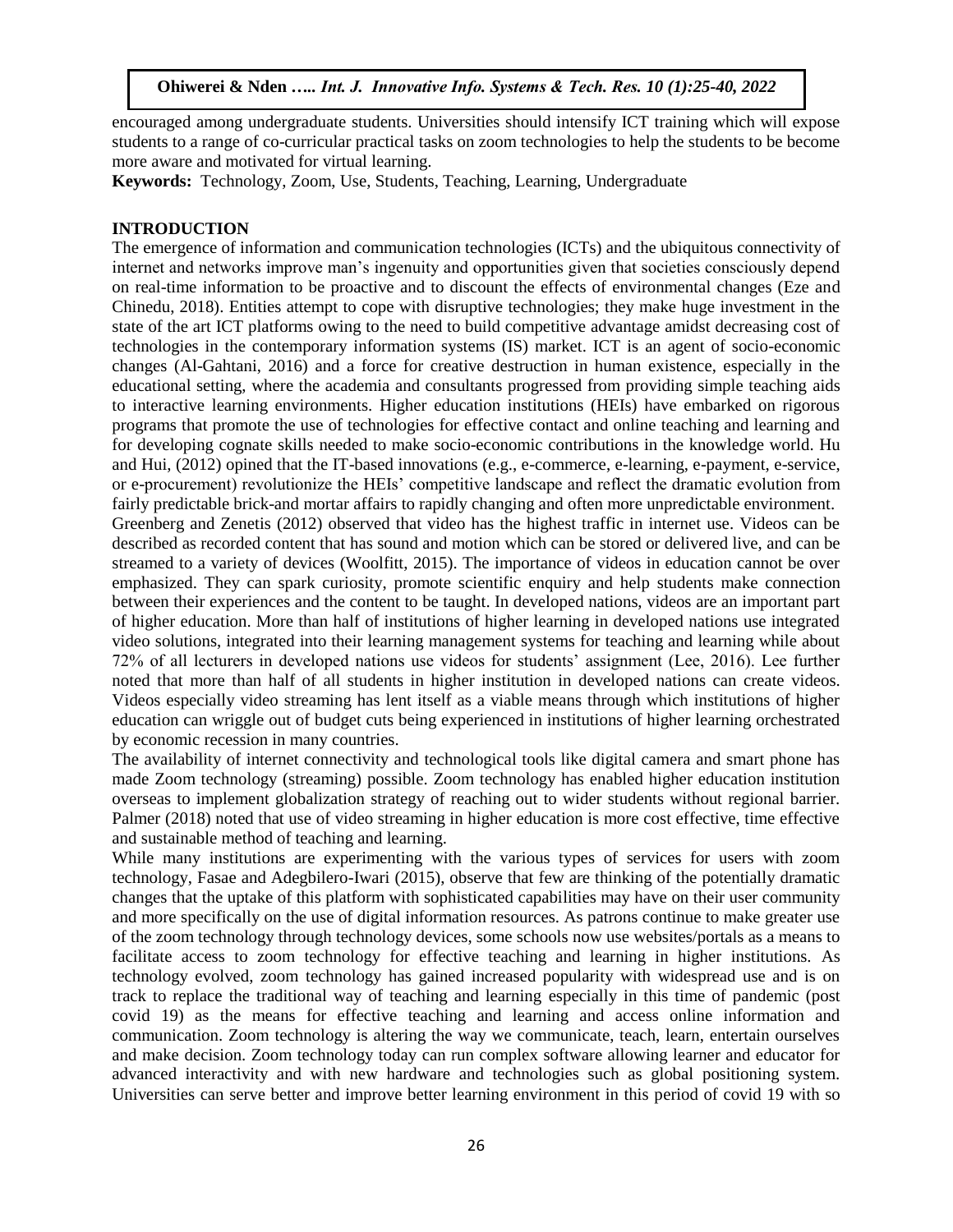encouraged among undergraduate students. Universities should intensify ICT training which will expose students to a range of co-curricular practical tasks on zoom technologies to help the students to be become more aware and motivated for virtual learning.

**Keywords:** Technology, Zoom, Use, Students, Teaching, Learning, Undergraduate

## INTRODUCTION

The emergence of information and communication technologies (ICTs) and the ubiquitous connectivity of internet and networks improve man's ingenuity and opportunities given that societies consciously depend on real-time information to be proactive and to discount the effects of environmental changes (Eze and Chinedu, 2018). Entities attempt to cope with disruptive technologies; they make huge investment in the state of the art ICT platforms owing to the need to build competitive advantage amidst decreasing cost of technologies in the contemporary information systems (IS) market. ICT is an agent of socio-economic changes (Al-Gahtani, 2016) and a force for creative destruction in human existence, especially in the educational setting, where the academia and consultants progressed from providing simple teaching aids to interactive learning environments. Higher education institutions (HEIs) have embarked on rigorous programs that promote the use of technologies for effective contact and online teaching and learning and for developing cognate skills needed to make socio-economic contributions in the knowledge world. Hu and Hui, (2012) opined that the IT-based innovations (e.g., e-commerce, e-learning, e-payment, e-service, or e-procurement) revolutionize the HEIs' competitive landscape and reflect the dramatic evolution from fairly predictable brick-and mortar affairs to rapidly changing and often more unpredictable environment.

Greenberg and Zenetis (2012) observed that video has the highest traffic in internet use. Videos can be described as recorded content that has sound and motion which can be stored or delivered live, and can be streamed to a variety of devices (Woolfitt, 2015). The importance of videos in education cannot be over emphasized. They can spark curiosity, promote scientific enquiry and help students make connection between their experiences and the content to be taught. In developed nations, videos are an important part of higher education. More than half of institutions of higher learning in developed nations use integrated video solutions, integrated into their learning management systems for teaching and learning while about 72% of all lecturers in developed nations use videos for students' assignment (Lee, 2016). Lee further noted that more than half of all students in higher institution in developed nations can create videos. Videos especially video streaming has lent itself as a viable means through which institutions of higher education can wriggle out of budget cuts being experienced in institutions of higher learning orchestrated by economic recession in many countries.

The availability of internet connectivity and technological tools like digital camera and smart phone has made Zoom technology (streaming) possible. Zoom technology has enabled higher education institution overseas to implement globalization strategy of reaching out to wider students without regional barrier. Palmer (2018) noted that use of video streaming in higher education is more cost effective, time effective and sustainable method of teaching and learning.

While many institutions are experimenting with the various types of services for users with zoom technology, Fasae and Adegbilero-Iwari (2015), observe that few are thinking of the potentially dramatic changes that the uptake of this platform with sophisticated capabilities may have on their user community and more specifically on the use of digital information resources. As patrons continue to make greater use of the zoom technology through technology devices, some schools now use websites/portals as a means to facilitate access to zoom technology for effective teaching and learning in higher institutions. As technology evolved, zoom technology has gained increased popularity with widespread use and is on track to replace the traditional way of teaching and learning especially in this time of pandemic (post covid 19) as the means for effective teaching and learning and access online information and communication. Zoom technology is altering the way we communicate, teach, learn, entertain ourselves and make decision. Zoom technology today can run complex software allowing learner and educator for advanced interactivity and with new hardware and technologies such as global positioning system. Universities can serve better and improve better learning environment in this period of covid 19 with so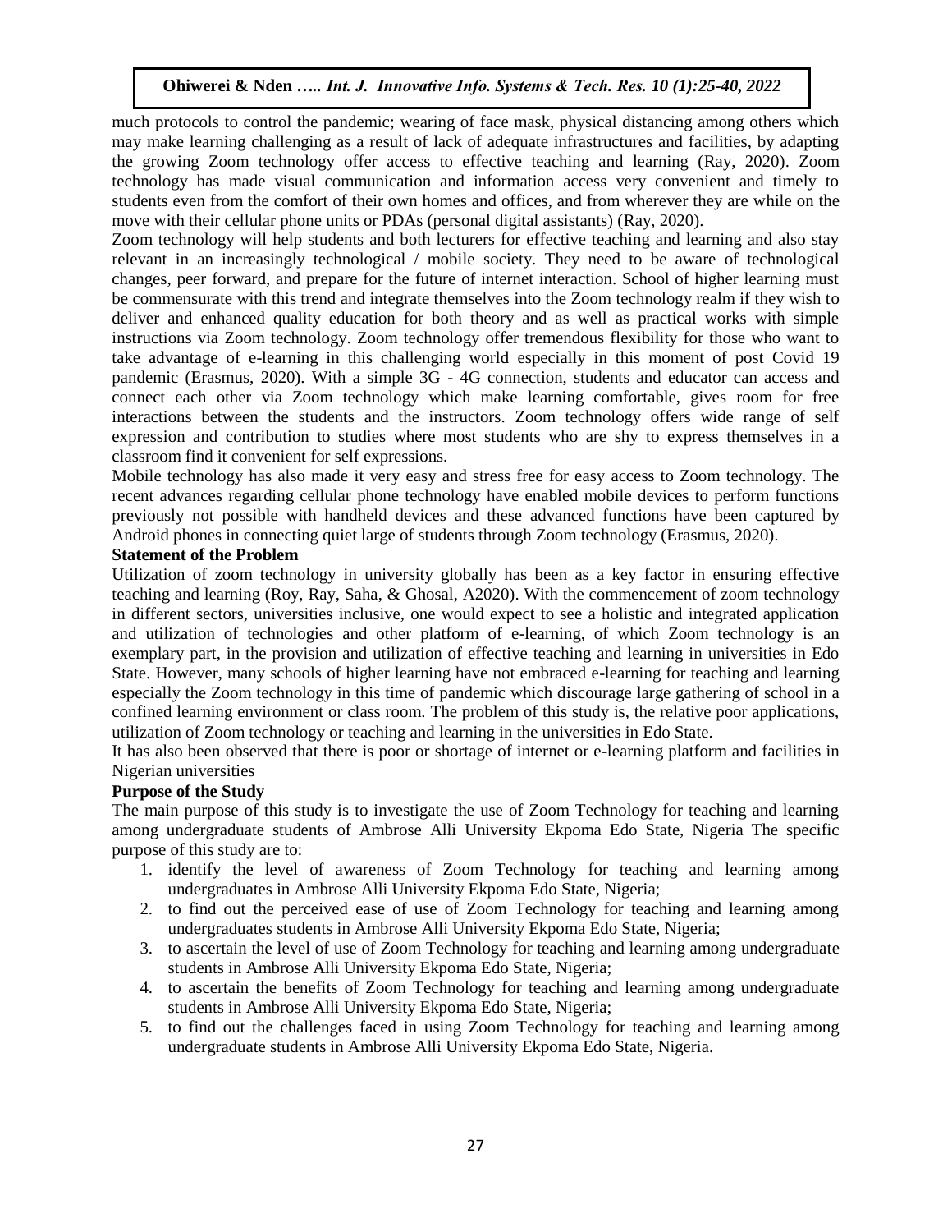much protocols to control the pandemic; wearing of face mask, physical distancing among others which may make learning challenging as a result of lack of adequate infrastructures and facilities, by adapting the growing Zoom technology offer access to effective teaching and learning (Ray, 2020). Zoom technology has made visual communication and information access very convenient and timely to students even from the comfort of their own homes and offices, and from wherever they are while on the move with their cellular phone units or PDAs (personal digital assistants) (Ray, 2020).

Zoom technology will help students and both lecturers for effective teaching and learning and also stay relevant in an increasingly technological / mobile society. They need to be aware of technological changes, peer forward, and prepare for the future of internet interaction. School of higher learning must be commensurate with this trend and integrate themselves into the Zoom technology realm if they wish to deliver and enhanced quality education for both theory and as well as practical works with simple instructions via Zoom technology. Zoom technology offer tremendous flexibility for those who want to take advantage of e-learning in this challenging world especially in this moment of post Covid 19 pandemic (Erasmus, 2020). With a simple 3G - 4G connection, students and educator can access and connect each other via Zoom technology which make learning comfortable, gives room for free interactions between the students and the instructors. Zoom technology offers wide range of self expression and contribution to studies where most students who are shy to express themselves in a classroom find it convenient for self expressions.

Mobile technology has also made it very easy and stress free for easy access to Zoom technology. The recent advances regarding cellular phone technology have enabled mobile devices to perform functions previously not possible with handheld devices and these advanced functions have been captured by Android phones in connecting quiet large of students through Zoom technology (Erasmus, 2020).

**Statement of the Problem**

Utilization of zoom technology in university globally has been as a key factor in ensuring effective teaching and learning (Roy, Ray, Saha, & Ghosal, A2020). With the commencement of zoom technology in different sectors, universities inclusive, one would expect to see a holistic and integrated application and utilization of technologies and other platform of e-learning, of which Zoom technology is an exemplary part, in the provision and utilization of effective teaching and learning in universities in Edo State. However, many schools of higher learning have not embraced e-learning for teaching and learning especially the Zoom technology in this time of pandemic which discourage large gathering of school in a confined learning environment or class room. The problem of this study is, the relative poor applications, utilization of Zoom technology or teaching and learning in the universities in Edo State.

It has also been observed that there is poor or shortage of internet or e-learning platform and facilities in Nigerian universities

**Purpose of the Study**

The main purpose of this study is to investigate the use of Zoom Technology for teaching and learning among undergraduate students of Ambrose Alli University Ekpoma Edo State, Nigeria The specific purpose of this study are to:

1. identify the level of awareness of Zoom Technology for teaching and learning among undergraduates in Ambrose Alli University Ekpoma Edo State, Nigeria;
2. to find out the perceived ease of use of Zoom Technology for teaching and learning among undergraduates students in Ambrose Alli University Ekpoma Edo State, Nigeria;
3. to ascertain the level of use of Zoom Technology for teaching and learning among undergraduate students in Ambrose Alli University Ekpoma Edo State, Nigeria;
4. to ascertain the benefits of Zoom Technology for teaching and learning among undergraduate students in Ambrose Alli University Ekpoma Edo State, Nigeria;
5. to find out the challenges faced in using Zoom Technology for teaching and learning among undergraduate students in Ambrose Alli University Ekpoma Edo State, Nigeria.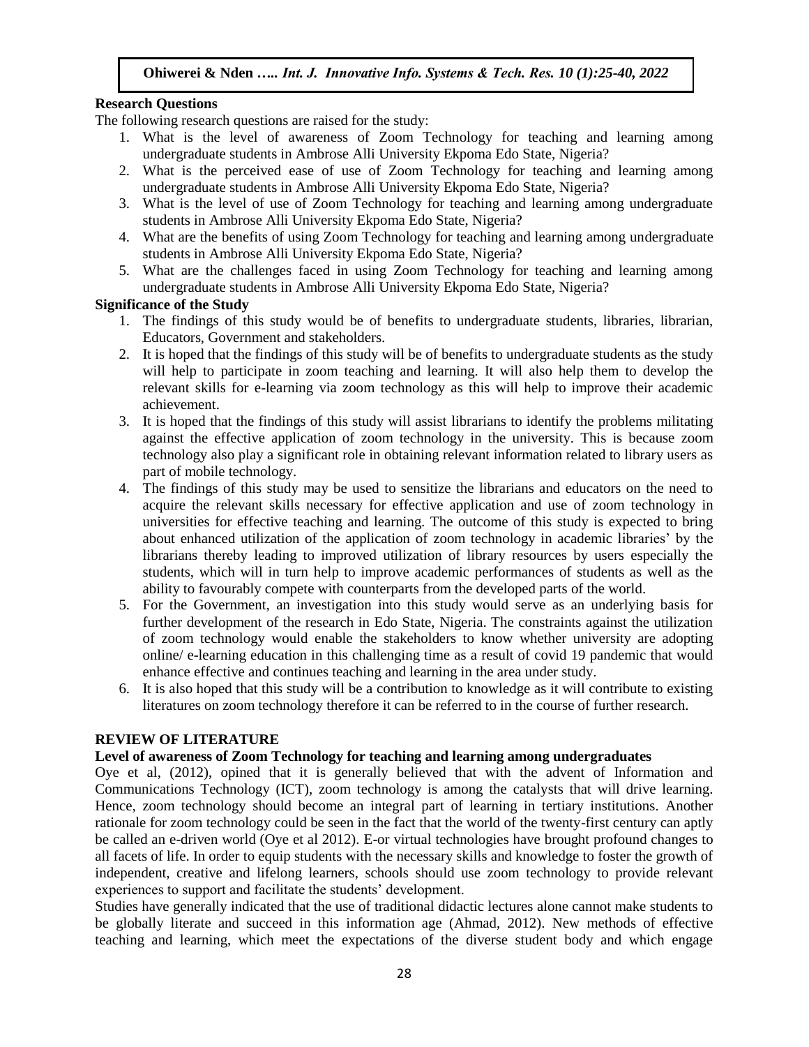### Research Questions

The following research questions are raised for the study:

1. What is the level of awareness of Zoom Technology for teaching and learning among undergraduate students in Ambrose Alli University Ekpoma Edo State, Nigeria?
2. What is the perceived ease of use of Zoom Technology for teaching and learning among undergraduate students in Ambrose Alli University Ekpoma Edo State, Nigeria?
3. What is the level of use of Zoom Technology for teaching and learning among undergraduate students in Ambrose Alli University Ekpoma Edo State, Nigeria?
4. What are the benefits of using Zoom Technology for teaching and learning among undergraduate students in Ambrose Alli University Ekpoma Edo State, Nigeria?
5. What are the challenges faced in using Zoom Technology for teaching and learning among undergraduate students in Ambrose Alli University Ekpoma Edo State, Nigeria?

### Significance of the Study

1. The findings of this study would be of benefits to undergraduate students, libraries, librarian, Educators, Government and stakeholders.
2. It is hoped that the findings of this study will be of benefits to undergraduate students as the study will help to participate in zoom teaching and learning. It will also help them to develop the relevant skills for e-learning via zoom technology as this will help to improve their academic achievement.
3. It is hoped that the findings of this study will assist librarians to identify the problems militating against the effective application of zoom technology in the university. This is because zoom technology also play a significant role in obtaining relevant information related to library users as part of mobile technology.
4. The findings of this study may be used to sensitize the librarians and educators on the need to acquire the relevant skills necessary for effective application and use of zoom technology in universities for effective teaching and learning. The outcome of this study is expected to bring about enhanced utilization of the application of zoom technology in academic libraries' by the librarians thereby leading to improved utilization of library resources by users especially the students, which will in turn help to improve academic performances of students as well as the ability to favourably compete with counterparts from the developed parts of the world.
5. For the Government, an investigation into this study would serve as an underlying basis for further development of the research in Edo State, Nigeria. The constraints against the utilization of zoom technology would enable the stakeholders to know whether university are adopting online/ e-learning education in this challenging time as a result of covid 19 pandemic that would enhance effective and continues teaching and learning in the area under study.
6. It is also hoped that this study will be a contribution to knowledge as it will contribute to existing literatures on zoom technology therefore it can be referred to in the course of further research.

## REVIEW OF LITERATURE

### Level of awareness of Zoom Technology for teaching and learning among undergraduates

Oye et al, (2012), opined that it is generally believed that with the advent of Information and Communications Technology (ICT), zoom technology is among the catalysts that will drive learning. Hence, zoom technology should become an integral part of learning in tertiary institutions. Another rationale for zoom technology could be seen in the fact that the world of the twenty-first century can aptly be called an e-driven world (Oye et al 2012). E-or virtual technologies have brought profound changes to all facets of life. In order to equip students with the necessary skills and knowledge to foster the growth of independent, creative and lifelong learners, schools should use zoom technology to provide relevant experiences to support and facilitate the students' development.

Studies have generally indicated that the use of traditional didactic lectures alone cannot make students to be globally literate and succeed in this information age (Ahmad, 2012). New methods of effective teaching and learning, which meet the expectations of the diverse student body and which engage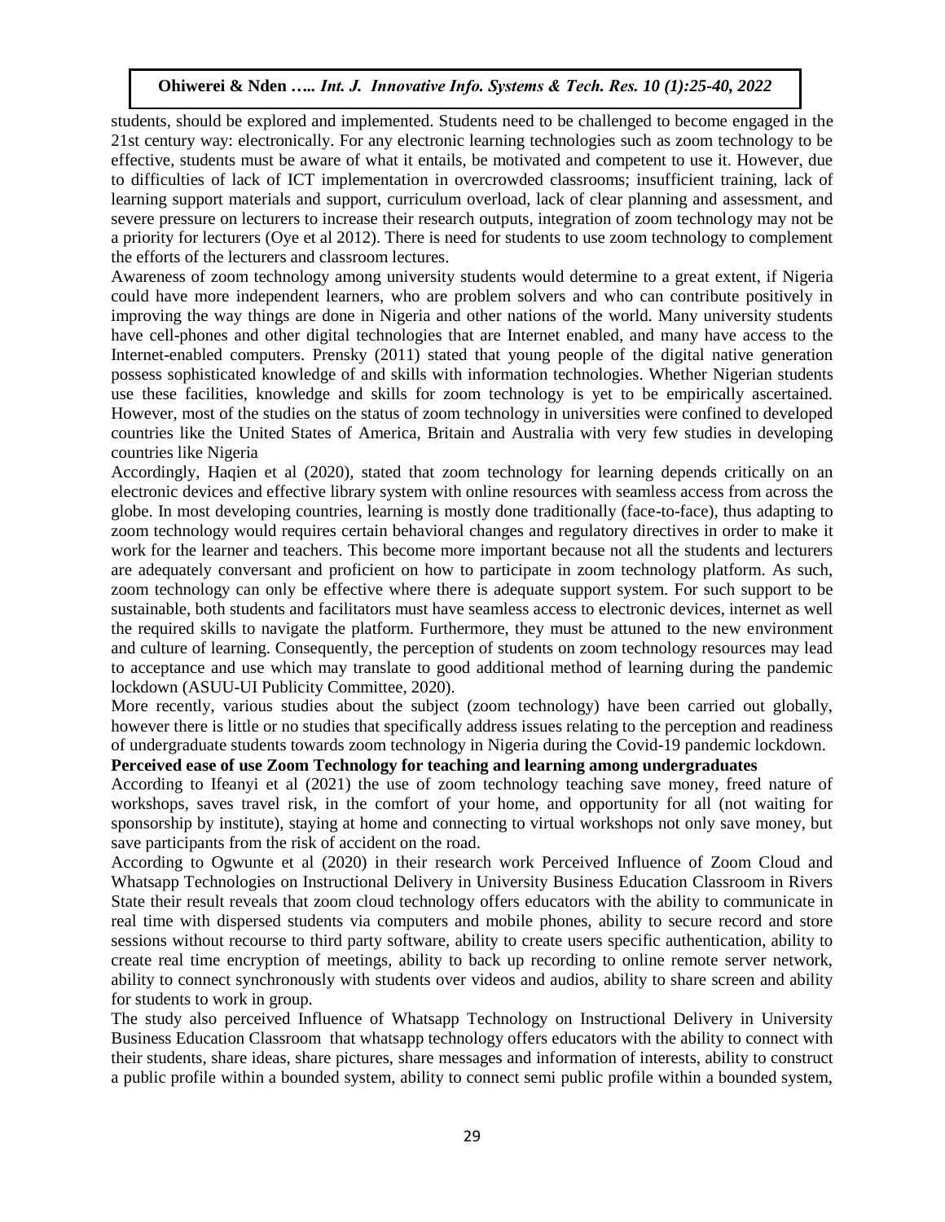students, should be explored and implemented. Students need to be challenged to become engaged in the 21st century way: electronically. For any electronic learning technologies such as zoom technology to be effective, students must be aware of what it entails, be motivated and competent to use it. However, due to difficulties of lack of ICT implementation in overcrowded classrooms; insufficient training, lack of learning support materials and support, curriculum overload, lack of clear planning and assessment, and severe pressure on lecturers to increase their research outputs, integration of zoom technology may not be a priority for lecturers (Oye et al 2012). There is need for students to use zoom technology to complement the efforts of the lecturers and classroom lectures.

Awareness of zoom technology among university students would determine to a great extent, if Nigeria could have more independent learners, who are problem solvers and who can contribute positively in improving the way things are done in Nigeria and other nations of the world. Many university students have cell-phones and other digital technologies that are Internet enabled, and many have access to the Internet-enabled computers. Prensky (2011) stated that young people of the digital native generation possess sophisticated knowledge of and skills with information technologies. Whether Nigerian students use these facilities, knowledge and skills for zoom technology is yet to be empirically ascertained. However, most of the studies on the status of zoom technology in universities were confined to developed countries like the United States of America, Britain and Australia with very few studies in developing countries like Nigeria

Accordingly, Haqien et al (2020), stated that zoom technology for learning depends critically on an electronic devices and effective library system with online resources with seamless access from across the globe. In most developing countries, learning is mostly done traditionally (face-to-face), thus adapting to zoom technology would requires certain behavioral changes and regulatory directives in order to make it work for the learner and teachers. This become more important because not all the students and lecturers are adequately conversant and proficient on how to participate in zoom technology platform. As such, zoom technology can only be effective where there is adequate support system. For such support to be sustainable, both students and facilitators must have seamless access to electronic devices, internet as well the required skills to navigate the platform. Furthermore, they must be attuned to the new environment and culture of learning. Consequently, the perception of students on zoom technology resources may lead to acceptance and use which may translate to good additional method of learning during the pandemic lockdown (ASUU-UI Publicity Committee, 2020).

More recently, various studies about the subject (zoom technology) have been carried out globally, however there is little or no studies that specifically address issues relating to the perception and readiness of undergraduate students towards zoom technology in Nigeria during the Covid-19 pandemic lockdown.

**Perceived ease of use Zoom Technology for teaching and learning among undergraduates**

According to Ifeanyi et al (2021) the use of zoom technology teaching save money, freed nature of workshops, saves travel risk, in the comfort of your home, and opportunity for all (not waiting for sponsorship by institute), staying at home and connecting to virtual workshops not only save money, but save participants from the risk of accident on the road.

According to Ogwunte et al (2020) in their research work Perceived Influence of Zoom Cloud and Whatsapp Technologies on Instructional Delivery in University Business Education Classroom in Rivers State their result reveals that zoom cloud technology offers educators with the ability to communicate in real time with dispersed students via computers and mobile phones, ability to secure record and store sessions without recourse to third party software, ability to create users specific authentication, ability to create real time encryption of meetings, ability to back up recording to online remote server network, ability to connect synchronously with students over videos and audios, ability to share screen and ability for students to work in group.

The study also perceived Influence of Whatsapp Technology on Instructional Delivery in University Business Education Classroom that whatsapp technology offers educators with the ability to connect with their students, share ideas, share pictures, share messages and information of interests, ability to construct a public profile within a bounded system, ability to connect semi public profile within a bounded system,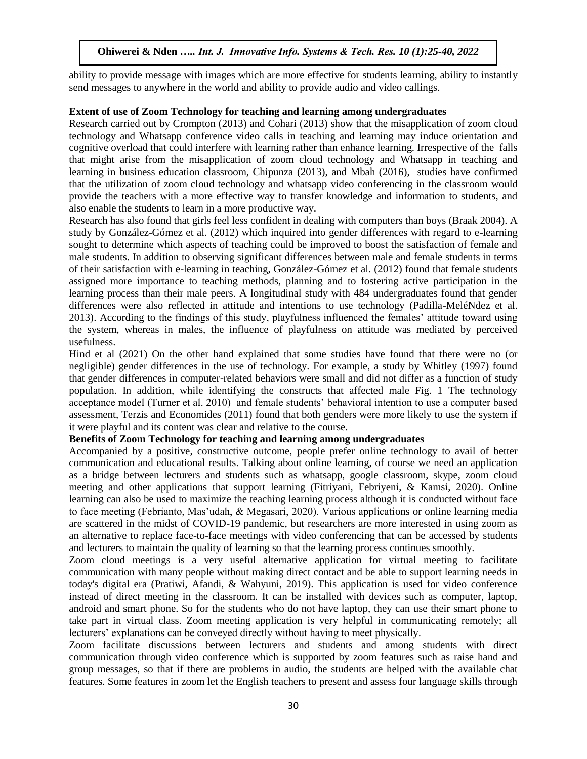ability to provide message with images which are more effective for students learning, ability to instantly send messages to anywhere in the world and ability to provide audio and video callings.

**Extent of use of Zoom Technology for teaching and learning among undergraduates**

Research carried out by Crompton (2013) and Cohari (2013) show that the misapplication of zoom cloud technology and Whatsapp conference video calls in teaching and learning may induce orientation and cognitive overload that could interfere with learning rather than enhance learning. Irrespective of the falls that might arise from the misapplication of zoom cloud technology and Whatsapp in teaching and learning in business education classroom, Chipunza (2013), and Mbah (2016), studies have confirmed that the utilization of zoom cloud technology and whatsapp video conferencing in the classroom would provide the teachers with a more effective way to transfer knowledge and information to students, and also enable the students to learn in a more productive way.

Research has also found that girls feel less confident in dealing with computers than boys (Braak 2004). A study by González-Gómez et al. (2012) which inquired into gender differences with regard to e-learning sought to determine which aspects of teaching could be improved to boost the satisfaction of female and male students. In addition to observing significant differences between male and female students in terms of their satisfaction with e-learning in teaching, González-Gómez et al. (2012) found that female students assigned more importance to teaching methods, planning and to fostering active participation in the learning process than their male peers. A longitudinal study with 484 undergraduates found that gender differences were also reflected in attitude and intentions to use technology (Padilla-MeléNdez et al. 2013). According to the findings of this study, playfulness influenced the females' attitude toward using the system, whereas in males, the influence of playfulness on attitude was mediated by perceived usefulness.

Hind et al (2021) On the other hand explained that some studies have found that there were no (or negligible) gender differences in the use of technology. For example, a study by Whitley (1997) found that gender differences in computer-related behaviors were small and did not differ as a function of study population. In addition, while identifying the constructs that affected male Fig. 1 The technology acceptance model (Turner et al. 2010) and female students' behavioral intention to use a computer based assessment, Terzis and Economides (2011) found that both genders were more likely to use the system if it were playful and its content was clear and relative to the course.

**Benefits of Zoom Technology for teaching and learning among undergraduates**

Accompanied by a positive, constructive outcome, people prefer online technology to avail of better communication and educational results. Talking about online learning, of course we need an application as a bridge between lecturers and students such as whatsapp, google classroom, skype, zoom cloud meeting and other applications that support learning (Fitriyani, Febriyeni, & Kamsi, 2020). Online learning can also be used to maximize the teaching learning process although it is conducted without face to face meeting (Febrianto, Mas'udah, & Megasari, 2020). Various applications or online learning media are scattered in the midst of COVID-19 pandemic, but researchers are more interested in using zoom as an alternative to replace face-to-face meetings with video conferencing that can be accessed by students and lecturers to maintain the quality of learning so that the learning process continues smoothly.

Zoom cloud meetings is a very useful alternative application for virtual meeting to facilitate communication with many people without making direct contact and be able to support learning needs in today's digital era (Pratiwi, Afandi, & Wahyuni, 2019). This application is used for video conference instead of direct meeting in the classroom. It can be installed with devices such as computer, laptop, android and smart phone. So for the students who do not have laptop, they can use their smart phone to take part in virtual class. Zoom meeting application is very helpful in communicating remotely; all lecturers' explanations can be conveyed directly without having to meet physically.

Zoom facilitate discussions between lecturers and students and among students with direct communication through video conference which is supported by zoom features such as raise hand and group messages, so that if there are problems in audio, the students are helped with the available chat features. Some features in zoom let the English teachers to present and assess four language skills through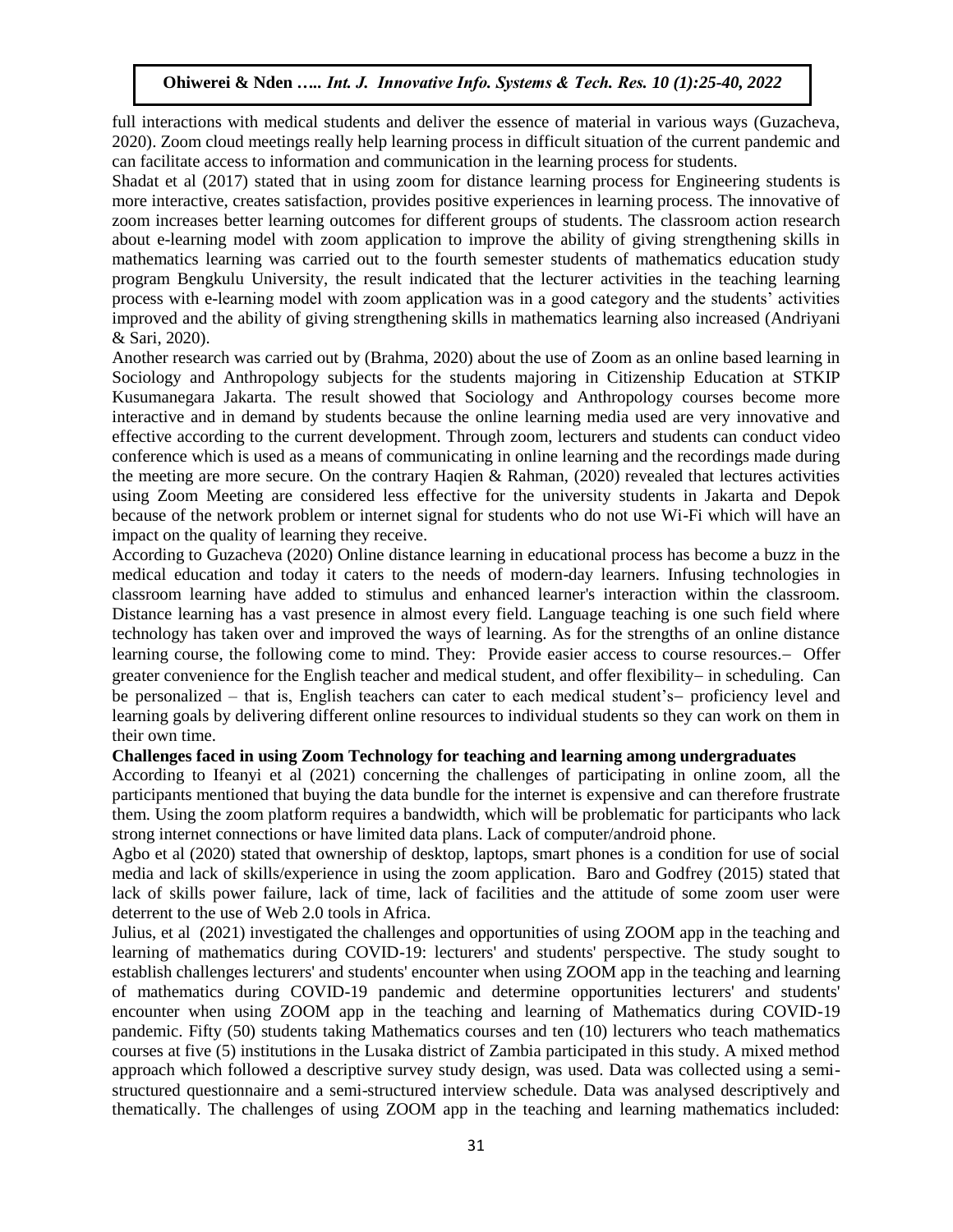full interactions with medical students and deliver the essence of material in various ways (Guzacheva, 2020). Zoom cloud meetings really help learning process in difficult situation of the current pandemic and can facilitate access to information and communication in the learning process for students.

Shadat et al (2017) stated that in using zoom for distance learning process for Engineering students is more interactive, creates satisfaction, provides positive experiences in learning process. The innovative of zoom increases better learning outcomes for different groups of students. The classroom action research about e-learning model with zoom application to improve the ability of giving strengthening skills in mathematics learning was carried out to the fourth semester students of mathematics education study program Bengkulu University, the result indicated that the lecturer activities in the teaching learning process with e-learning model with zoom application was in a good category and the students' activities improved and the ability of giving strengthening skills in mathematics learning also increased (Andriyani & Sari, 2020).

Another research was carried out by (Brahma, 2020) about the use of Zoom as an online based learning in Sociology and Anthropology subjects for the students majoring in Citizenship Education at STKIP Kusumanegara Jakarta. The result showed that Sociology and Anthropology courses become more interactive and in demand by students because the online learning media used are very innovative and effective according to the current development. Through zoom, lecturers and students can conduct video conference which is used as a means of communicating in online learning and the recordings made during the meeting are more secure. On the contrary Haqien & Rahman, (2020) revealed that lectures activities using Zoom Meeting are considered less effective for the university students in Jakarta and Depok because of the network problem or internet signal for students who do not use Wi-Fi which will have an impact on the quality of learning they receive.

According to Guzacheva (2020) Online distance learning in educational process has become a buzz in the medical education and today it caters to the needs of modern-day learners. Infusing technologies in classroom learning have added to stimulus and enhanced learner's interaction within the classroom. Distance learning has a vast presence in almost every field. Language teaching is one such field where technology has taken over and improved the ways of learning. As for the strengths of an online distance learning course, the following come to mind. They: Provide easier access to course resources.– Offer greater convenience for the English teacher and medical student, and offer flexibility– in scheduling. Can be personalized – that is, English teachers can cater to each medical student's– proficiency level and learning goals by delivering different online resources to individual students so they can work on them in their own time.

**Challenges faced in using Zoom Technology for teaching and learning among undergraduates**

According to Ifeanyi et al (2021) concerning the challenges of participating in online zoom, all the participants mentioned that buying the data bundle for the internet is expensive and can therefore frustrate them. Using the zoom platform requires a bandwidth, which will be problematic for participants who lack strong internet connections or have limited data plans. Lack of computer/android phone.

Agbo et al (2020) stated that ownership of desktop, laptops, smart phones is a condition for use of social media and lack of skills/experience in using the zoom application. Baro and Godfrey (2015) stated that lack of skills power failure, lack of time, lack of facilities and the attitude of some zoom user were deterrent to the use of Web 2.0 tools in Africa.

Julius, et al (2021) investigated the challenges and opportunities of using ZOOM app in the teaching and learning of mathematics during COVID-19: lecturers' and students' perspective. The study sought to establish challenges lecturers' and students' encounter when using ZOOM app in the teaching and learning of mathematics during COVID-19 pandemic and determine opportunities lecturers' and students' encounter when using ZOOM app in the teaching and learning of Mathematics during COVID-19 pandemic. Fifty (50) students taking Mathematics courses and ten (10) lecturers who teach mathematics courses at five (5) institutions in the Lusaka district of Zambia participated in this study. A mixed method approach which followed a descriptive survey study design, was used. Data was collected using a semi-structured questionnaire and a semi-structured interview schedule. Data was analysed descriptively and thematically. The challenges of using ZOOM app in the teaching and learning mathematics included: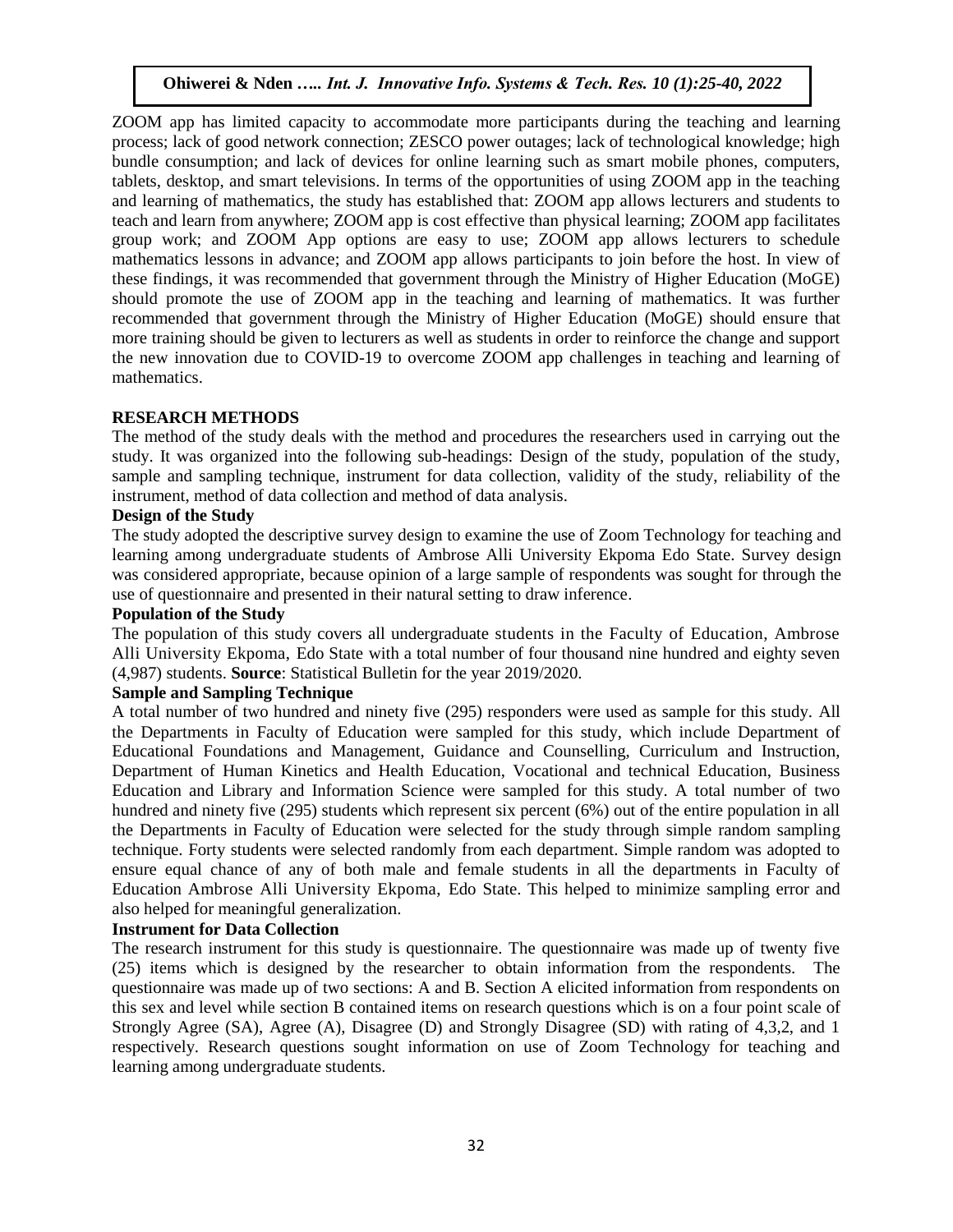ZOOM app has limited capacity to accommodate more participants during the teaching and learning process; lack of good network connection; ZESCO power outages; lack of technological knowledge; high bundle consumption; and lack of devices for online learning such as smart mobile phones, computers, tablets, desktop, and smart televisions. In terms of the opportunities of using ZOOM app in the teaching and learning of mathematics, the study has established that: ZOOM app allows lecturers and students to teach and learn from anywhere; ZOOM app is cost effective than physical learning; ZOOM app facilitates group work; and ZOOM App options are easy to use; ZOOM app allows lecturers to schedule mathematics lessons in advance; and ZOOM app allows participants to join before the host. In view of these findings, it was recommended that government through the Ministry of Higher Education (MoGE) should promote the use of ZOOM app in the teaching and learning of mathematics. It was further recommended that government through the Ministry of Higher Education (MoGE) should ensure that more training should be given to lecturers as well as students in order to reinforce the change and support the new innovation due to COVID-19 to overcome ZOOM app challenges in teaching and learning of mathematics.

## RESEARCH METHODS

The method of the study deals with the method and procedures the researchers used in carrying out the study. It was organized into the following sub-headings: Design of the study, population of the study, sample and sampling technique, instrument for data collection, validity of the study, reliability of the instrument, method of data collection and method of data analysis.

### Design of the Study

The study adopted the descriptive survey design to examine the use of Zoom Technology for teaching and learning among undergraduate students of Ambrose Alli University Ekpoma Edo State. Survey design was considered appropriate, because opinion of a large sample of respondents was sought for through the use of questionnaire and presented in their natural setting to draw inference.

### Population of the Study

The population of this study covers all undergraduate students in the Faculty of Education, Ambrose Alli University Ekpoma, Edo State with a total number of four thousand nine hundred and eighty seven (4,987) students. **Source**: Statistical Bulletin for the year 2019/2020.

### Sample and Sampling Technique

A total number of two hundred and ninety five (295) responders were used as sample for this study. All the Departments in Faculty of Education were sampled for this study, which include Department of Educational Foundations and Management, Guidance and Counselling, Curriculum and Instruction, Department of Human Kinetics and Health Education, Vocational and technical Education, Business Education and Library and Information Science were sampled for this study. A total number of two hundred and ninety five (295) students which represent six percent (6%) out of the entire population in all the Departments in Faculty of Education were selected for the study through simple random sampling technique. Forty students were selected randomly from each department. Simple random was adopted to ensure equal chance of any of both male and female students in all the departments in Faculty of Education Ambrose Alli University Ekpoma, Edo State. This helped to minimize sampling error and also helped for meaningful generalization.

### Instrument for Data Collection

The research instrument for this study is questionnaire. The questionnaire was made up of twenty five (25) items which is designed by the researcher to obtain information from the respondents. The questionnaire was made up of two sections: A and B. Section A elicited information from respondents on this sex and level while section B contained items on research questions which is on a four point scale of Strongly Agree (SA), Agree (A), Disagree (D) and Strongly Disagree (SD) with rating of 4,3,2, and 1 respectively. Research questions sought information on use of Zoom Technology for teaching and learning among undergraduate students.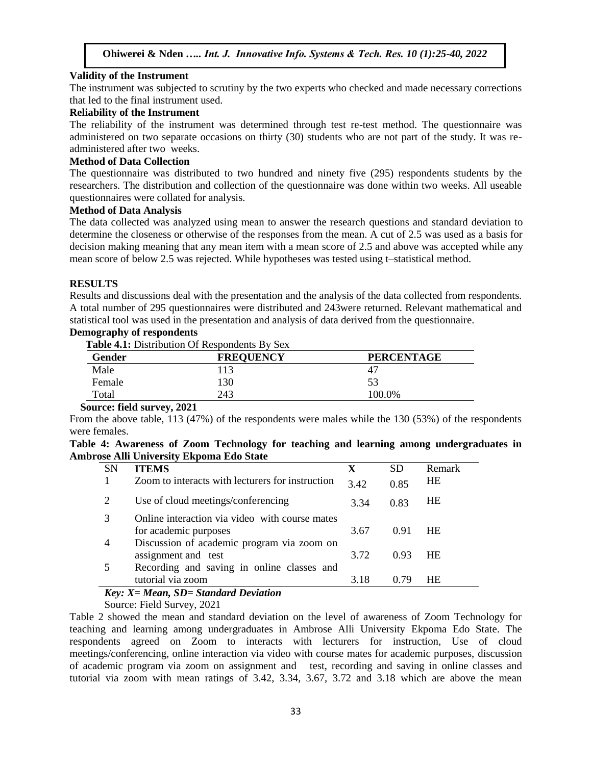**Validity of the Instrument**

The instrument was subjected to scrutiny by the two experts who checked and made necessary corrections that led to the final instrument used.

**Reliability of the Instrument**

The reliability of the instrument was determined through test re-test method. The questionnaire was administered on two separate occasions on thirty (30) students who are not part of the study. It was re-administered after two weeks.

**Method of Data Collection**

The questionnaire was distributed to two hundred and ninety five (295) respondents students by the researchers. The distribution and collection of the questionnaire was done within two weeks. All useable questionnaires were collated for analysis.

**Method of Data Analysis**

The data collected was analyzed using mean to answer the research questions and standard deviation to determine the closeness or otherwise of the responses from the mean. A cut of 2.5 was used as a basis for decision making meaning that any mean item with a mean score of 2.5 and above was accepted while any mean score of below 2.5 was rejected. While hypotheses was tested using t–statistical method.

## RESULTS

Results and discussions deal with the presentation and the analysis of the data collected from respondents. A total number of 295 questionnaires were distributed and 243were returned. Relevant mathematical and statistical tool was used in the presentation and analysis of data derived from the questionnaire.

**Demography of respondents**

**Table 4.1:** Distribution Of Respondents By Sex

| Gender | FREQUENCY | PERCENTAGE |
|---|---|---|
| Male | 113 | 47 |
| Female | 130 | 53 |
| Total | 243 | 100.0% |

**Source: field survey, 2021**

From the above table, 113 (47%) of the respondents were males while the 130 (53%) of the respondents were females.

**Table 4: Awareness of Zoom Technology for teaching and learning among undergraduates in Ambrose Alli University Ekpoma Edo State**

| SN | ITEMS | X | SD | Remark |
|---|---|---|---|---|
| 1 | Zoom to interacts with lecturers for instruction | 3.42 | 0.85 | HE |
| 2 | Use of cloud meetings/conferencing | 3.34 | 0.83 | HE |
| 3 | Online interaction via video with course mates for academic purposes | 3.67 | 0.91 | HE |
| 4 | Discussion of academic program via zoom on assignment and test | 3.72 | 0.93 | HE |
| 5 | Recording and saving in online classes and tutorial via zoom | 3.18 | 0.79 | HE |

***Key: X= Mean, SD= Standard Deviation***

Source: Field Survey, 2021

Table 2 showed the mean and standard deviation on the level of awareness of Zoom Technology for teaching and learning among undergraduates in Ambrose Alli University Ekpoma Edo State. The respondents agreed on Zoom to interacts with lecturers for instruction, Use of cloud meetings/conferencing, online interaction via video with course mates for academic purposes, discussion of academic program via zoom on assignment and test, recording and saving in online classes and tutorial via zoom with mean ratings of 3.42, 3.34, 3.67, 3.72 and 3.18 which are above the mean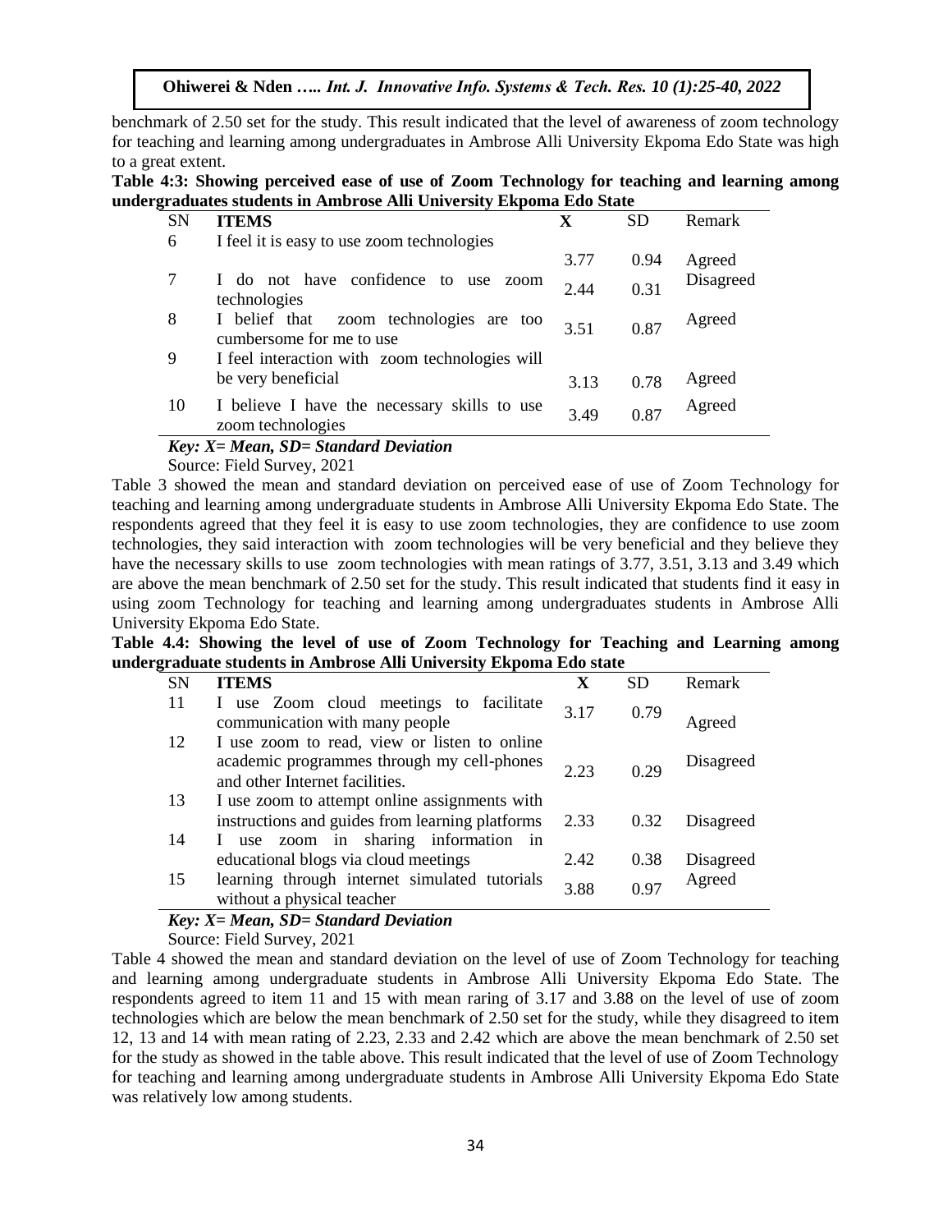benchmark of 2.50 set for the study. This result indicated that the level of awareness of zoom technology for teaching and learning among undergraduates in Ambrose Alli University Ekpoma Edo State was high to a great extent.

**Table 4:3: Showing perceived ease of use of Zoom Technology for teaching and learning among undergraduates students in Ambrose Alli University Ekpoma Edo State**

| SN | ITEMS | X | SD | Remark |
|---|---|---|---|---|
| 6 | I feel it is easy to use zoom technologies | 3.77 | 0.94 | Agreed |
| 7 | I do not have confidence to use zoom technologies | 2.44 | 0.31 | Disagreed |
| 8 | I belief that zoom technologies are too cumbersome for me to use | 3.51 | 0.87 | Agreed |
| 9 | I feel interaction with zoom technologies will be very beneficial | 3.13 | 0.78 | Agreed |
| 10 | I believe I have the necessary skills to use zoom technologies | 3.49 | 0.87 | Agreed |

***Key: X= Mean, SD= Standard Deviation***

Source: Field Survey, 2021

Table 3 showed the mean and standard deviation on perceived ease of use of Zoom Technology for teaching and learning among undergraduate students in Ambrose Alli University Ekpoma Edo State. The respondents agreed that they feel it is easy to use zoom technologies, they are confidence to use zoom technologies, they said interaction with zoom technologies will be very beneficial and they believe they have the necessary skills to use zoom technologies with mean ratings of 3.77, 3.51, 3.13 and 3.49 which are above the mean benchmark of 2.50 set for the study. This result indicated that students find it easy in using zoom Technology for teaching and learning among undergraduates students in Ambrose Alli University Ekpoma Edo State.

**Table 4.4: Showing the level of use of Zoom Technology for Teaching and Learning among undergraduate students in Ambrose Alli University Ekpoma Edo state**

| SN | ITEMS | X | SD | Remark |
|---|---|---|---|---|
| 11 | I use Zoom cloud meetings to facilitate communication with many people | 3.17 | 0.79 | Agreed |
| 12 | I use zoom to read, view or listen to online academic programmes through my cell-phones and other Internet facilities. | 2.23 | 0.29 | Disagreed |
| 13 | I use zoom to attempt online assignments with instructions and guides from learning platforms | 2.33 | 0.32 | Disagreed |
| 14 | I use zoom in sharing information in educational blogs via cloud meetings | 2.42 | 0.38 | Disagreed |
| 15 | learning through internet simulated tutorials without a physical teacher | 3.88 | 0.97 | Agreed |

***Key: X= Mean, SD= Standard Deviation***

Source: Field Survey, 2021

Table 4 showed the mean and standard deviation on the level of use of Zoom Technology for teaching and learning among undergraduate students in Ambrose Alli University Ekpoma Edo State. The respondents agreed to item 11 and 15 with mean raring of 3.17 and 3.88 on the level of use of zoom technologies which are below the mean benchmark of 2.50 set for the study, while they disagreed to item 12, 13 and 14 with mean rating of 2.23, 2.33 and 2.42 which are above the mean benchmark of 2.50 set for the study as showed in the table above. This result indicated that the level of use of Zoom Technology for teaching and learning among undergraduate students in Ambrose Alli University Ekpoma Edo State was relatively low among students.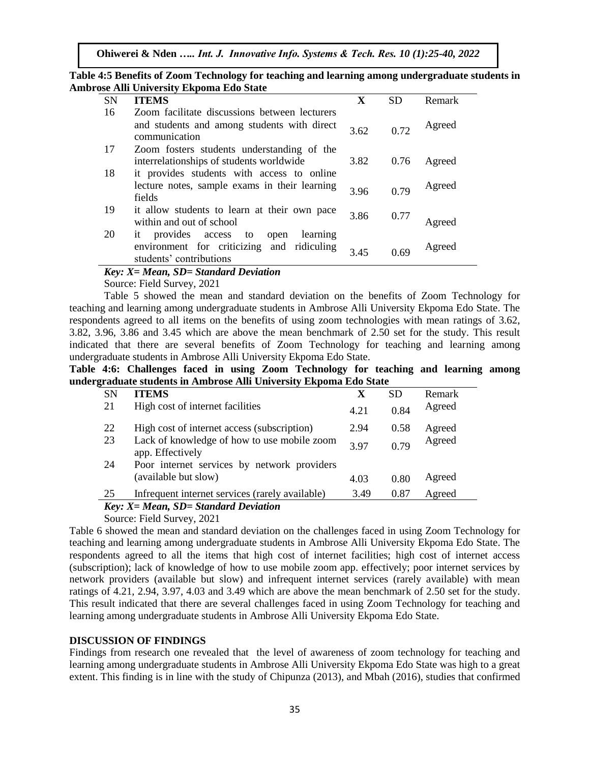**Table 4:5 Benefits of Zoom Technology for teaching and learning among undergraduate students in Ambrose Alli University Ekpoma Edo State**

| SN | ITEMS | X | SD | Remark |
|---|---|---|---|---|
| 16 | Zoom facilitate discussions between lecturers and students and among students with direct communication | 3.62 | 0.72 | Agreed |
| 17 | Zoom fosters students understanding of the interrelationships of students worldwide | 3.82 | 0.76 | Agreed |
| 18 | it provides students with access to online lecture notes, sample exams in their learning fields | 3.96 | 0.79 | Agreed |
| 19 | it allow students to learn at their own pace within and out of school | 3.86 | 0.77 | Agreed |
| 20 | it provides access to open learning environment for criticizing and ridiculing students' contributions | 3.45 | 0.69 | Agreed |

***Key: X= Mean, SD= Standard Deviation***

Source: Field Survey, 2021

Table 5 showed the mean and standard deviation on the benefits of Zoom Technology for teaching and learning among undergraduate students in Ambrose Alli University Ekpoma Edo State. The respondents agreed to all items on the benefits of using zoom technologies with mean ratings of 3.62, 3.82, 3.96, 3.86 and 3.45 which are above the mean benchmark of 2.50 set for the study. This result indicated that there are several benefits of Zoom Technology for teaching and learning among undergraduate students in Ambrose Alli University Ekpoma Edo State.

**Table 4:6: Challenges faced in using Zoom Technology for teaching and learning among undergraduate students in Ambrose Alli University Ekpoma Edo State**

| SN | ITEMS | X | SD | Remark |
|---|---|---|---|---|
| 21 | High cost of internet facilities | 4.21 | 0.84 | Agreed |
| 22 | High cost of internet access (subscription) | 2.94 | 0.58 | Agreed |
| 23 | Lack of knowledge of how to use mobile zoom app. Effectively | 3.97 | 0.79 | Agreed |
| 24 | Poor internet services by network providers (available but slow) | 4.03 | 0.80 | Agreed |
| 25 | Infrequent internet services (rarely available) | 3.49 | 0.87 | Agreed |

***Key: X= Mean, SD= Standard Deviation***

Source: Field Survey, 2021

Table 6 showed the mean and standard deviation on the challenges faced in using Zoom Technology for teaching and learning among undergraduate students in Ambrose Alli University Ekpoma Edo State. The respondents agreed to all the items that high cost of internet facilities; high cost of internet access (subscription); lack of knowledge of how to use mobile zoom app. effectively; poor internet services by network providers (available but slow) and infrequent internet services (rarely available) with mean ratings of 4.21, 2.94, 3.97, 4.03 and 3.49 which are above the mean benchmark of 2.50 set for the study. This result indicated that there are several challenges faced in using Zoom Technology for teaching and learning among undergraduate students in Ambrose Alli University Ekpoma Edo State.

## DISCUSSION OF FINDINGS

Findings from research one revealed that the level of awareness of zoom technology for teaching and learning among undergraduate students in Ambrose Alli University Ekpoma Edo State was high to a great extent. This finding is in line with the study of Chipunza (2013), and Mbah (2016), studies that confirmed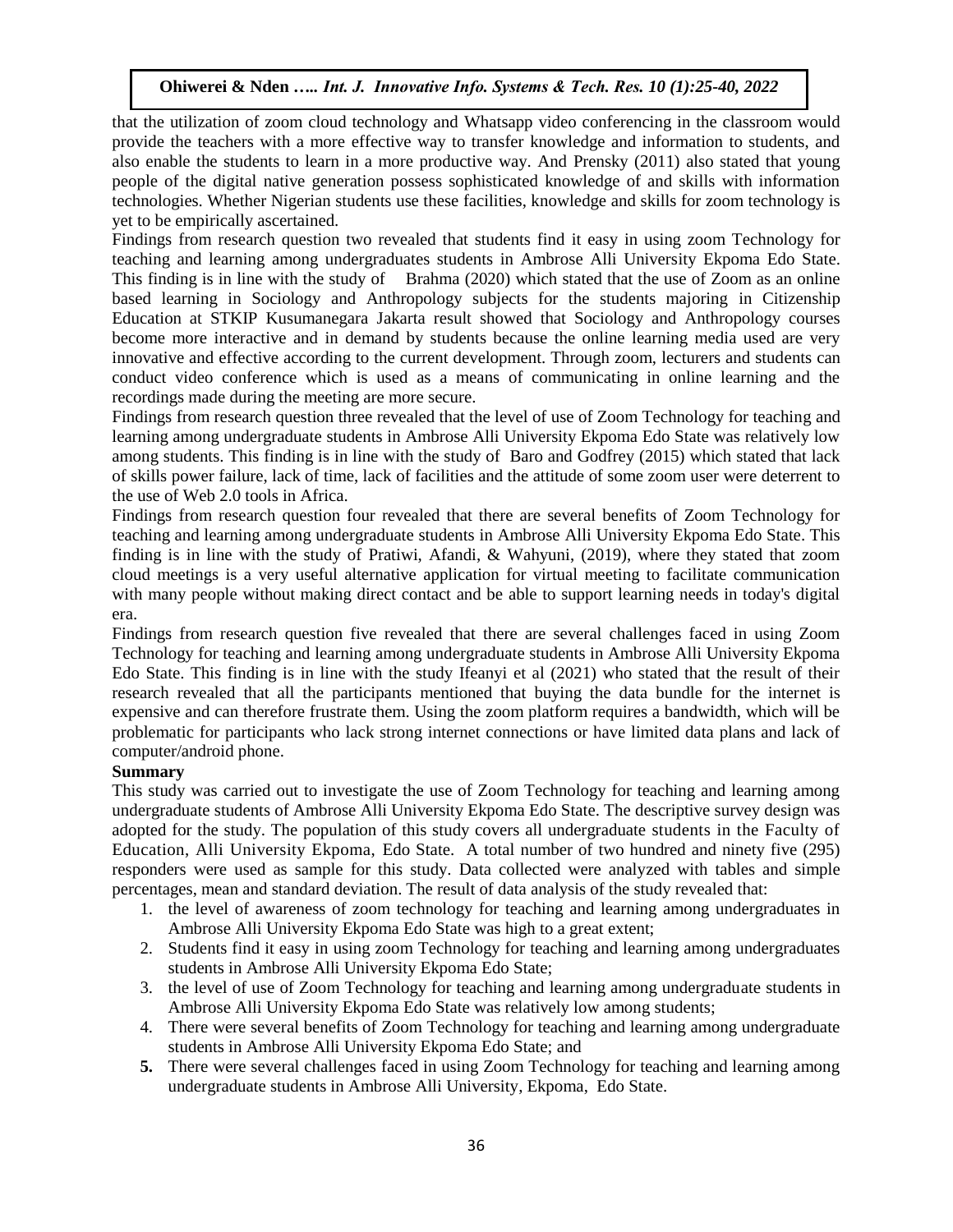that the utilization of zoom cloud technology and Whatsapp video conferencing in the classroom would provide the teachers with a more effective way to transfer knowledge and information to students, and also enable the students to learn in a more productive way. And Prensky (2011) also stated that young people of the digital native generation possess sophisticated knowledge of and skills with information technologies. Whether Nigerian students use these facilities, knowledge and skills for zoom technology is yet to be empirically ascertained.

Findings from research question two revealed that students find it easy in using zoom Technology for teaching and learning among undergraduates students in Ambrose Alli University Ekpoma Edo State. This finding is in line with the study of Brahma (2020) which stated that the use of Zoom as an online based learning in Sociology and Anthropology subjects for the students majoring in Citizenship Education at STKIP Kusumanegara Jakarta result showed that Sociology and Anthropology courses become more interactive and in demand by students because the online learning media used are very innovative and effective according to the current development. Through zoom, lecturers and students can conduct video conference which is used as a means of communicating in online learning and the recordings made during the meeting are more secure.

Findings from research question three revealed that the level of use of Zoom Technology for teaching and learning among undergraduate students in Ambrose Alli University Ekpoma Edo State was relatively low among students. This finding is in line with the study of Baro and Godfrey (2015) which stated that lack of skills power failure, lack of time, lack of facilities and the attitude of some zoom user were deterrent to the use of Web 2.0 tools in Africa.

Findings from research question four revealed that there are several benefits of Zoom Technology for teaching and learning among undergraduate students in Ambrose Alli University Ekpoma Edo State. This finding is in line with the study of Pratiwi, Afandi, & Wahyuni, (2019), where they stated that zoom cloud meetings is a very useful alternative application for virtual meeting to facilitate communication with many people without making direct contact and be able to support learning needs in today's digital era.

Findings from research question five revealed that there are several challenges faced in using Zoom Technology for teaching and learning among undergraduate students in Ambrose Alli University Ekpoma Edo State. This finding is in line with the study Ifeanyi et al (2021) who stated that the result of their research revealed that all the participants mentioned that buying the data bundle for the internet is expensive and can therefore frustrate them. Using the zoom platform requires a bandwidth, which will be problematic for participants who lack strong internet connections or have limited data plans and lack of computer/android phone.

**Summary**

This study was carried out to investigate the use of Zoom Technology for teaching and learning among undergraduate students of Ambrose Alli University Ekpoma Edo State. The descriptive survey design was adopted for the study. The population of this study covers all undergraduate students in the Faculty of Education, Alli University Ekpoma, Edo State. A total number of two hundred and ninety five (295) responders were used as sample for this study. Data collected were analyzed with tables and simple percentages, mean and standard deviation. The result of data analysis of the study revealed that:

1. the level of awareness of zoom technology for teaching and learning among undergraduates in Ambrose Alli University Ekpoma Edo State was high to a great extent;
2. Students find it easy in using zoom Technology for teaching and learning among undergraduates students in Ambrose Alli University Ekpoma Edo State;
3. the level of use of Zoom Technology for teaching and learning among undergraduate students in Ambrose Alli University Ekpoma Edo State was relatively low among students;
4. There were several benefits of Zoom Technology for teaching and learning among undergraduate students in Ambrose Alli University Ekpoma Edo State; and
5. There were several challenges faced in using Zoom Technology for teaching and learning among undergraduate students in Ambrose Alli University, Ekpoma, Edo State.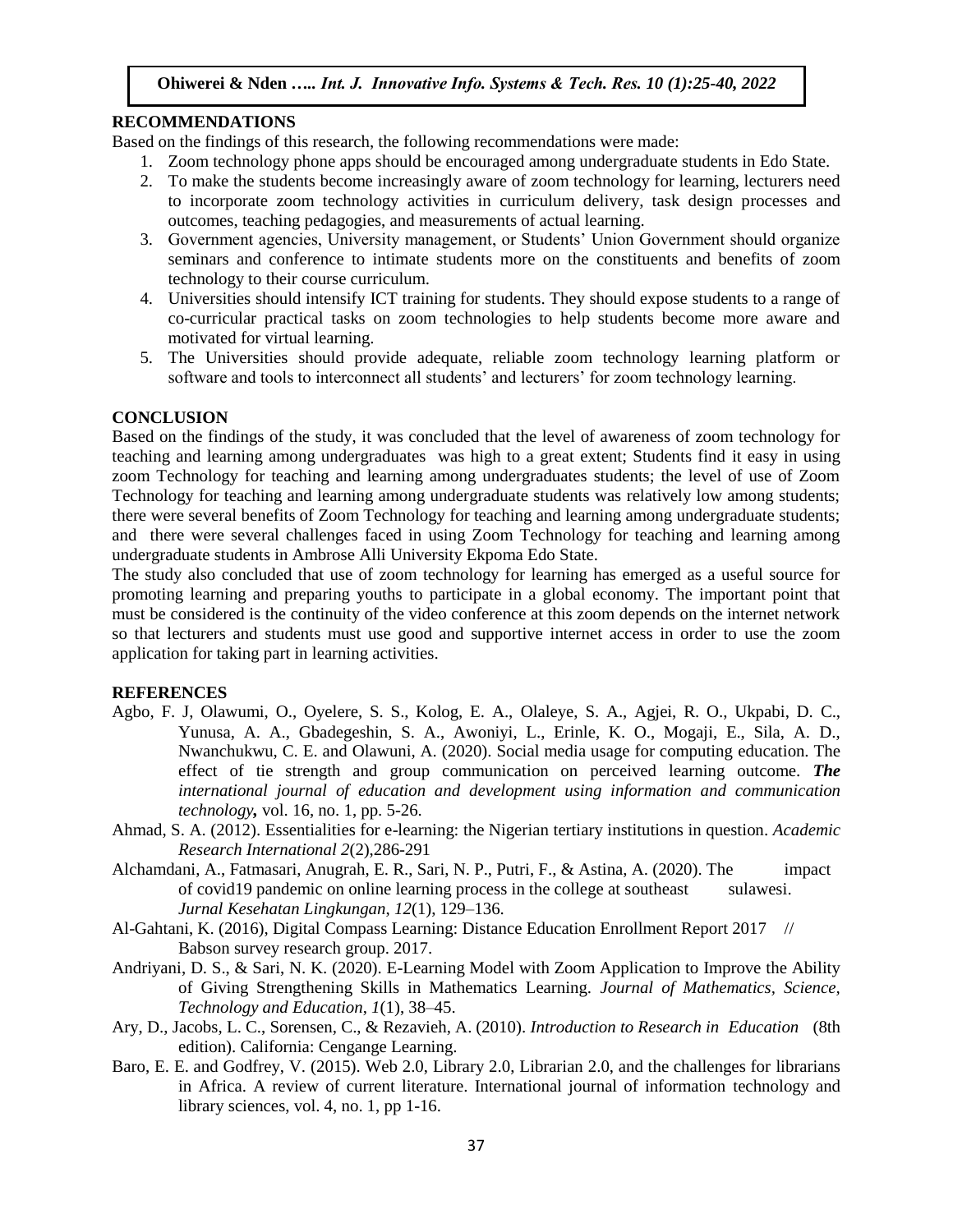## RECOMMENDATIONS

Based on the findings of this research, the following recommendations were made:

1. Zoom technology phone apps should be encouraged among undergraduate students in Edo State.
2. To make the students become increasingly aware of zoom technology for learning, lecturers need to incorporate zoom technology activities in curriculum delivery, task design processes and outcomes, teaching pedagogies, and measurements of actual learning.
3. Government agencies, University management, or Students' Union Government should organize seminars and conference to intimate students more on the constituents and benefits of zoom technology to their course curriculum.
4. Universities should intensify ICT training for students. They should expose students to a range of co-curricular practical tasks on zoom technologies to help students become more aware and motivated for virtual learning.
5. The Universities should provide adequate, reliable zoom technology learning platform or software and tools to interconnect all students' and lecturers' for zoom technology learning.

## CONCLUSION

Based on the findings of the study, it was concluded that the level of awareness of zoom technology for teaching and learning among undergraduates was high to a great extent; Students find it easy in using zoom Technology for teaching and learning among undergraduates students; the level of use of Zoom Technology for teaching and learning among undergraduate students was relatively low among students; there were several benefits of Zoom Technology for teaching and learning among undergraduate students; and there were several challenges faced in using Zoom Technology for teaching and learning among undergraduate students in Ambrose Alli University Ekpoma Edo State.

The study also concluded that use of zoom technology for learning has emerged as a useful source for promoting learning and preparing youths to participate in a global economy. The important point that must be considered is the continuity of the video conference at this zoom depends on the internet network so that lecturers and students must use good and supportive internet access in order to use the zoom application for taking part in learning activities.

## REFERENCES

Agbo, F. J, Olawumi, O., Oyelere, S. S., Kolog, E. A., Olaleye, S. A., Agjei, R. O., Ukpabi, D. C., Yunusa, A. A., Gbadegeshin, S. A., Awoniyi, L., Erinle, K. O., Mogaji, E., Sila, A. D., Nwanchukwu, C. E. and Olawuni, A. (2020). Social media usage for computing education. The effect of tie strength and group communication on perceived learning outcome. ***The** international journal of education and development using information and communication technology,* vol. 16, no. 1, pp. 5-26.

Ahmad, S. A. (2012). Essentialities for e-learning: the Nigerian tertiary institutions in question. *Academic Research International 2*(2),286-291

Alchamdani, A., Fatmasari, Anugrah, E. R., Sari, N. P., Putri, F., & Astina, A. (2020). The impact of covid19 pandemic on online learning process in the college at southeast sulawesi. *Jurnal Kesehatan Lingkungan*, *12*(1), 129–136.

Al-Gahtani, K. (2016), Digital Compass Learning: Distance Education Enrollment Report 2017 // Babson survey research group. 2017.

Andriyani, D. S., & Sari, N. K. (2020). E-Learning Model with Zoom Application to Improve the Ability of Giving Strengthening Skills in Mathematics Learning. *Journal of Mathematics, Science, Technology and Education*, *1*(1), 38–45.

Ary, D., Jacobs, L. C., Sorensen, C., & Rezavieh, A. (2010). *Introduction to Research in Education* (8th edition). California: Cengange Learning.

Baro, E. E. and Godfrey, V. (2015). Web 2.0, Library 2.0, Librarian 2.0, and the challenges for librarians in Africa. A review of current literature. International journal of information technology and library sciences, vol. 4, no. 1, pp 1-16.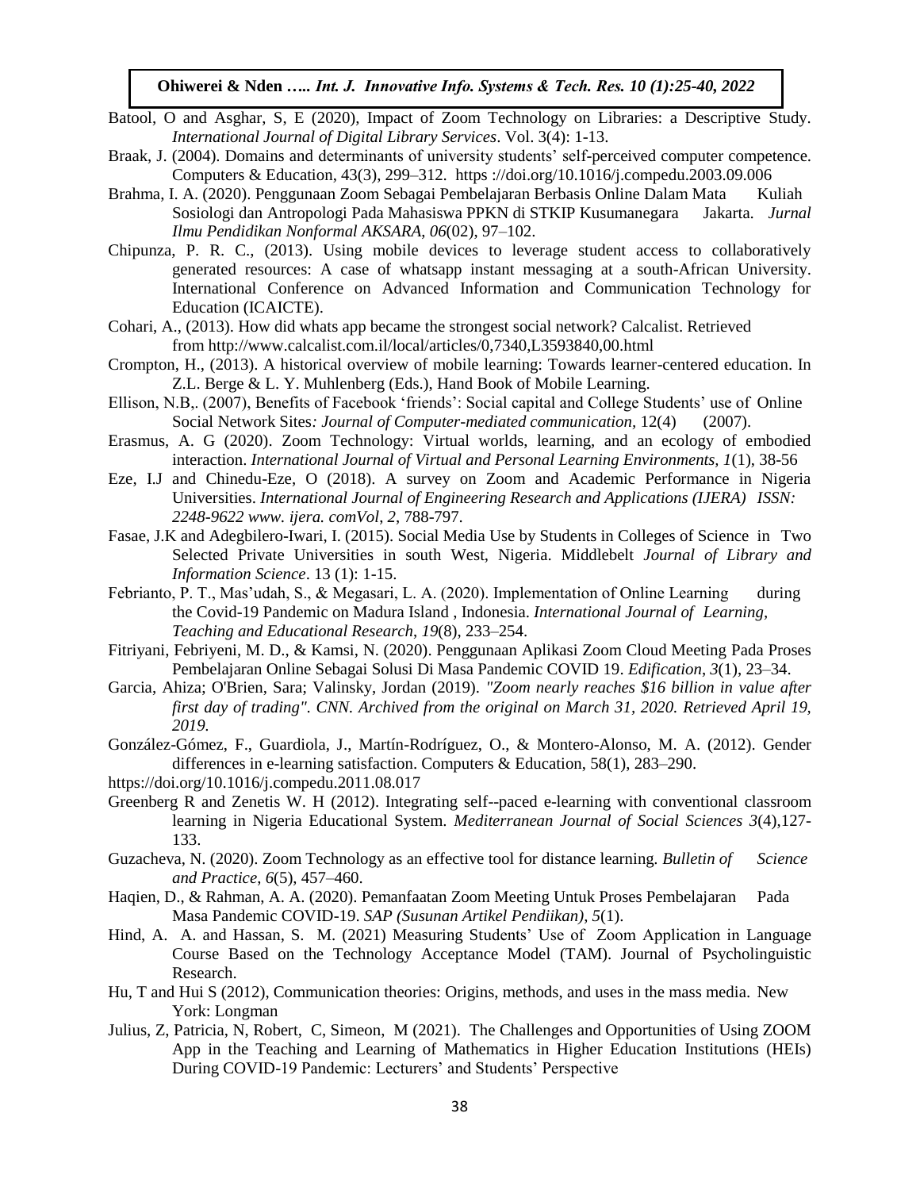Batool, O and Asghar, S, E (2020), Impact of Zoom Technology on Libraries: a Descriptive Study. *International Journal of Digital Library Services*. Vol. 3(4): 1-13.

Braak, J. (2004). Domains and determinants of university students' self-perceived computer competence. Computers & Education, 43(3), 299–312. https ://doi.org/10.1016/j.compedu.2003.09.006

Brahma, I. A. (2020). Penggunaan Zoom Sebagai Pembelajaran Berbasis Online Dalam Mata Kuliah Sosiologi dan Antropologi Pada Mahasiswa PPKN di STKIP Kusumanegara Jakarta. *Jurnal Ilmu Pendidikan Nonformal AKSARA*, *06*(02), 97–102.

Chipunza, P. R. C., (2013). Using mobile devices to leverage student access to collaboratively generated resources: A case of whatsapp instant messaging at a south-African University. International Conference on Advanced Information and Communication Technology for Education (ICAICTE).

Cohari, A., (2013). How did whats app became the strongest social network? Calcalist. Retrieved from http://www.calcalist.com.il/local/articles/0,7340,L3593840,00.html

Crompton, H., (2013). A historical overview of mobile learning: Towards learner-centered education. In Z.L. Berge & L. Y. Muhlenberg (Eds.), Hand Book of Mobile Learning.

Ellison, N.B,. (2007), Benefits of Facebook 'friends': Social capital and College Students' use of Online Social Network Sites*: Journal of Computer-mediated communication,* 12(4) (2007).

Erasmus, A. G (2020). Zoom Technology: Virtual worlds, learning, and an ecology of embodied interaction. *International Journal of Virtual and Personal Learning Environments, 1*(1), 38-56

Eze, I.J and Chinedu-Eze, O (2018). A survey on Zoom and Academic Performance in Nigeria Universities. *International Journal of Engineering Research and Applications (IJERA) ISSN: 2248-9622 www. ijera. comVol, 2*, 788-797.

Fasae, J.K and Adegbilero-Iwari, I. (2015). Social Media Use by Students in Colleges of Science in Two Selected Private Universities in south West, Nigeria. Middlebelt *Journal of Library and Information Science*. 13 (1): 1-15.

Febrianto, P. T., Mas'udah, S., & Megasari, L. A. (2020). Implementation of Online Learning during the Covid-19 Pandemic on Madura Island , Indonesia. *International Journal of Learning, Teaching and Educational Research*, *19*(8), 233–254.

Fitriyani, Febriyeni, M. D., & Kamsi, N. (2020). Penggunaan Aplikasi Zoom Cloud Meeting Pada Proses Pembelajaran Online Sebagai Solusi Di Masa Pandemic COVID 19. *Edification*, *3*(1), 23–34.

Garcia, Ahiza; O'Brien, Sara; Valinsky, Jordan (2019). *"Zoom nearly reaches $16 billion in value after first day of trading". CNN. Archived from the original on March 31, 2020. Retrieved April 19, 2019.*

González-Gómez, F., Guardiola, J., Martín-Rodríguez, O., & Montero-Alonso, M. A. (2012). Gender differences in e-learning satisfaction. Computers & Education, 58(1), 283–290.

https://doi.org/10.1016/j.compedu.2011.08.017

Greenberg R and Zenetis W. H (2012). Integrating self--paced e-learning with conventional classroom learning in Nigeria Educational System. *Mediterranean Journal of Social Sciences 3*(4),127-133.

Guzacheva, N. (2020). Zoom Technology as an effective tool for distance learning. *Bulletin of Science and Practice*, *6*(5), 457–460.

Haqien, D., & Rahman, A. A. (2020). Pemanfaatan Zoom Meeting Untuk Proses Pembelajaran Pada Masa Pandemic COVID-19. *SAP (Susunan Artikel Pendiikan)*, *5*(1).

Hind, A. A. and Hassan, S. M. (2021) Measuring Students' Use of Zoom Application in Language Course Based on the Technology Acceptance Model (TAM). Journal of Psycholinguistic Research.

Hu, T and Hui S (2012), Communication theories: Origins, methods, and uses in the mass media. New York: Longman

Julius, Z, Patricia, N, Robert, C, Simeon, M (2021). The Challenges and Opportunities of Using ZOOM App in the Teaching and Learning of Mathematics in Higher Education Institutions (HEIs) During COVID-19 Pandemic: Lecturers' and Students' Perspective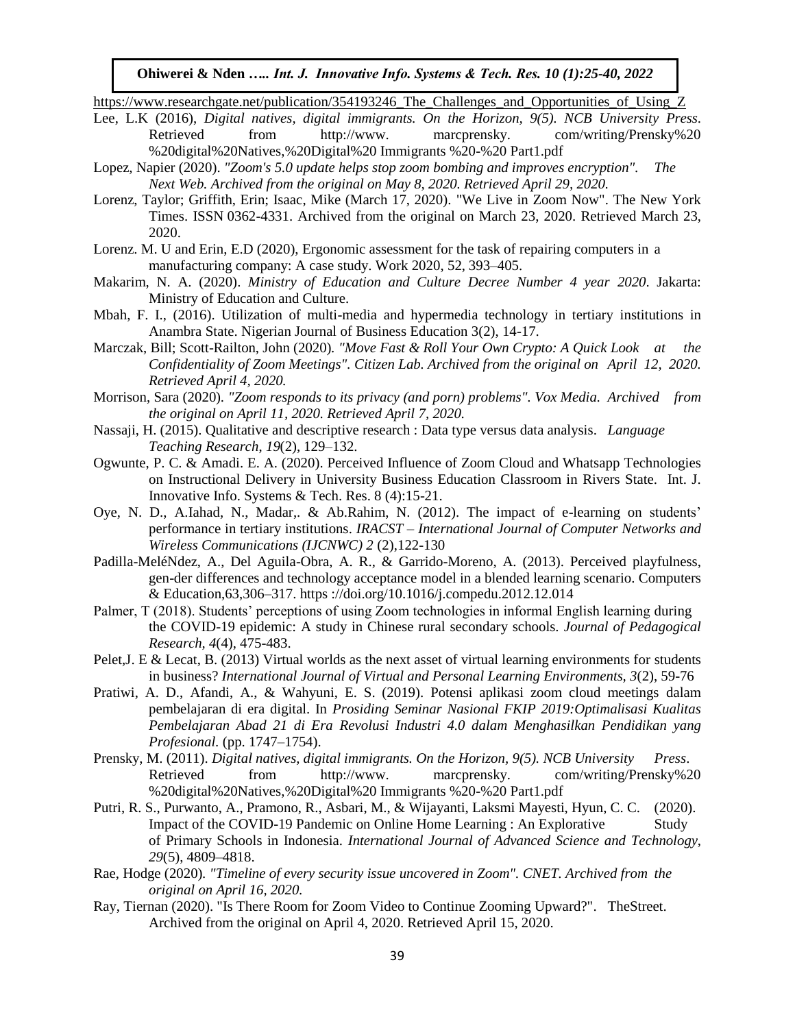https://www.researchgate.net/publication/354193246_The_Challenges_and_Opportunities_of_Using_Z

Lee, L.K (2016), *Digital natives, digital immigrants. On the Horizon, 9(5). NCB University Press*. Retrieved from http://www. marcprensky. com/writing/Prensky%20 %20digital%20Natives,%20Digital%20 Immigrants %20-%20 Part1.pdf

Lopez, Napier (2020). *"Zoom's 5.0 update helps stop zoom bombing and improves encryption". The Next Web. Archived from the original on May 8, 2020. Retrieved April 29, 2020.*

Lorenz, Taylor; Griffith, Erin; Isaac, Mike (March 17, 2020). "We Live in Zoom Now". The New York Times. ISSN 0362-4331. Archived from the original on March 23, 2020. Retrieved March 23, 2020.

Lorenz. M. U and Erin, E.D (2020), Ergonomic assessment for the task of repairing computers in a manufacturing company: A case study. Work 2020, 52, 393–405.

Makarim, N. A. (2020). *Ministry of Education and Culture Decree Number 4 year 2020*. Jakarta: Ministry of Education and Culture.

Mbah, F. I., (2016). Utilization of multi-media and hypermedia technology in tertiary institutions in Anambra State. Nigerian Journal of Business Education 3(2), 14-17.

Marczak, Bill; Scott-Railton, John (2020). *"Move Fast & Roll Your Own Crypto: A Quick Look at the Confidentiality of Zoom Meetings". Citizen Lab. Archived from the original on April 12, 2020. Retrieved April 4, 2020.*

Morrison, Sara (2020). *"Zoom responds to its privacy (and porn) problems". Vox Media. Archived from the original on April 11, 2020. Retrieved April 7, 2020.*

Nassaji, H. (2015). Qualitative and descriptive research : Data type versus data analysis. *Language Teaching Research, 19*(2), 129–132.

Ogwunte, P. C. & Amadi. E. A. (2020). Perceived Influence of Zoom Cloud and Whatsapp Technologies on Instructional Delivery in University Business Education Classroom in Rivers State. Int. J. Innovative Info. Systems & Tech. Res. 8 (4):15-21.

Oye, N. D., A.Iahad, N., Madar,. & Ab.Rahim, N. (2012). The impact of e-learning on students' performance in tertiary institutions. *IRACST – International Journal of Computer Networks and Wireless Communications (IJCNWC) 2* (2),122-130

Padilla-MeléNdez, A., Del Aguila-Obra, A. R., & Garrido-Moreno, A. (2013). Perceived playfulness, gen-der differences and technology acceptance model in a blended learning scenario. Computers & Education,63,306–317. https ://doi.org/10.1016/j.compedu.2012.12.014

Palmer, T (2018). Students' perceptions of using Zoom technologies in informal English learning during the COVID-19 epidemic: A study in Chinese rural secondary schools. *Journal of Pedagogical Research, 4*(4), 475-483.

Pelet,J. E & Lecat, B. (2013) Virtual worlds as the next asset of virtual learning environments for students in business? *International Journal of Virtual and Personal Learning Environments, 3*(2), 59-76

Pratiwi, A. D., Afandi, A., & Wahyuni, E. S. (2019). Potensi aplikasi zoom cloud meetings dalam pembelajaran di era digital. In *Prosiding Seminar Nasional FKIP 2019:Optimalisasi Kualitas Pembelajaran Abad 21 di Era Revolusi Industri 4.0 dalam Menghasilkan Pendidikan yang Profesional*. (pp. 1747–1754).

Prensky, M. (2011). *Digital natives, digital immigrants. On the Horizon, 9(5). NCB University Press*. Retrieved from http://www. marcprensky. com/writing/Prensky%20 %20digital%20Natives,%20Digital%20 Immigrants %20-%20 Part1.pdf

Putri, R. S., Purwanto, A., Pramono, R., Asbari, M., & Wijayanti, Laksmi Mayesti, Hyun, C. C. (2020). Impact of the COVID-19 Pandemic on Online Home Learning : An Explorative Study of Primary Schools in Indonesia. *International Journal of Advanced Science and Technology, 29*(5), 4809–4818.

Rae, Hodge (2020). *"Timeline of every security issue uncovered in Zoom". CNET. Archived from the original on April 16, 2020.*

Ray, Tiernan (2020). "Is There Room for Zoom Video to Continue Zooming Upward?". TheStreet. Archived from the original on April 4, 2020. Retrieved April 15, 2020.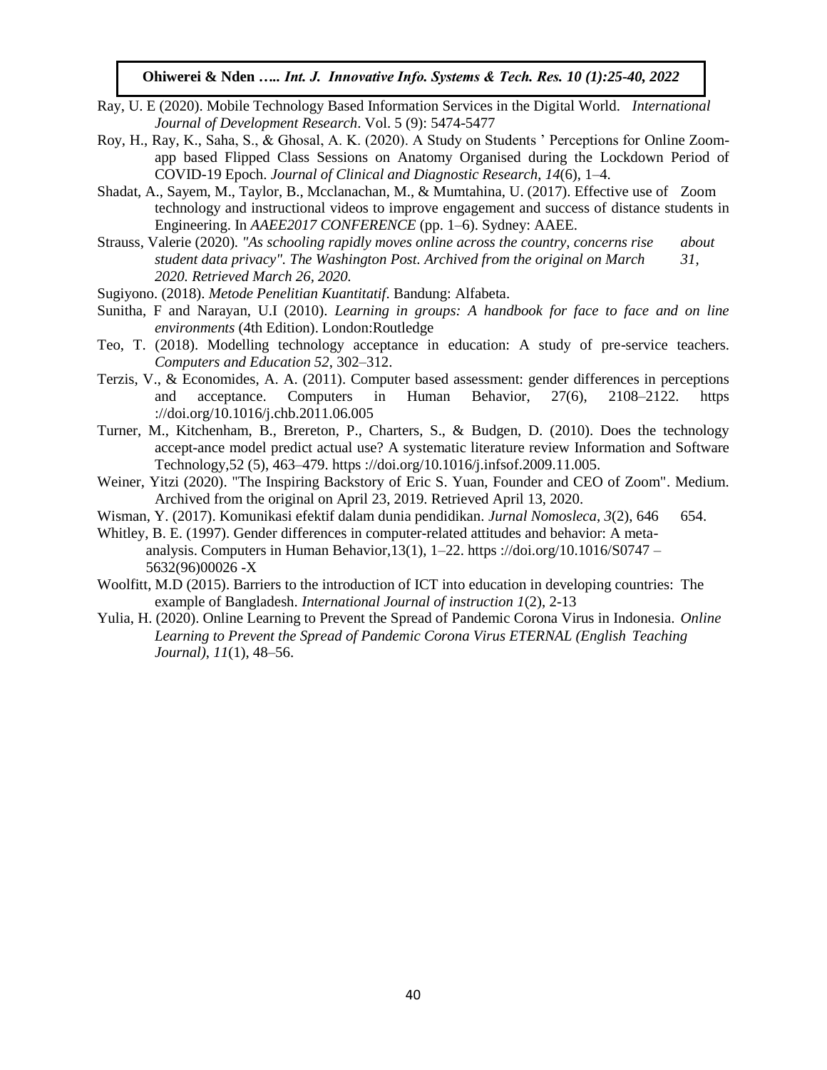Ray, U. E (2020). Mobile Technology Based Information Services in the Digital World. *International Journal of Development Research*. Vol. 5 (9): 5474-5477

Roy, H., Ray, K., Saha, S., & Ghosal, A. K. (2020). A Study on Students ' Perceptions for Online Zoom-app based Flipped Class Sessions on Anatomy Organised during the Lockdown Period of COVID-19 Epoch. *Journal of Clinical and Diagnostic Research, 14*(6), 1–4.

Shadat, A., Sayem, M., Taylor, B., Mcclanachan, M., & Mumtahina, U. (2017). Effective use of Zoom technology and instructional videos to improve engagement and success of distance students in Engineering. In *AAEE2017 CONFERENCE* (pp. 1–6). Sydney: AAEE.

Strauss, Valerie (2020). *"As schooling rapidly moves online across the country, concerns rise about student data privacy". The Washington Post. Archived from the original on March 31, 2020. Retrieved March 26, 2020.*

Sugiyono. (2018). *Metode Penelitian Kuantitatif*. Bandung: Alfabeta.

Sunitha, F and Narayan, U.I (2010). *Learning in groups: A handbook for face to face and on line environments* (4th Edition). London:Routledge

Teo, T. (2018). Modelling technology acceptance in education: A study of pre-service teachers. *Computers and Education 52*, 302–312.

Terzis, V., & Economides, A. A. (2011). Computer based assessment: gender differences in perceptions and acceptance. Computers in Human Behavior, 27(6), 2108–2122. https ://doi.org/10.1016/j.chb.2011.06.005

Turner, M., Kitchenham, B., Brereton, P., Charters, S., & Budgen, D. (2010). Does the technology accept-ance model predict actual use? A systematic literature review Information and Software Technology,52 (5), 463–479. https ://doi.org/10.1016/j.infsof.2009.11.005.

Weiner, Yitzi (2020). "The Inspiring Backstory of Eric S. Yuan, Founder and CEO of Zoom". Medium. Archived from the original on April 23, 2019. Retrieved April 13, 2020.

Wisman, Y. (2017). Komunikasi efektif dalam dunia pendidikan. *Jurnal Nomosleca*, *3*(2), 646 654.

Whitley, B. E. (1997). Gender differences in computer-related attitudes and behavior: A meta-analysis. Computers in Human Behavior,13(1), 1–22. https ://doi.org/10.1016/S0747 –5632(96)00026 -X

Woolfitt, M.D (2015). Barriers to the introduction of ICT into education in developing countries: The example of Bangladesh. *International Journal of instruction 1*(2), 2-13

Yulia, H. (2020). Online Learning to Prevent the Spread of Pandemic Corona Virus in Indonesia. *Online Learning to Prevent the Spread of Pandemic Corona Virus ETERNAL (English Teaching Journal)*, *11*(1), 48–56.